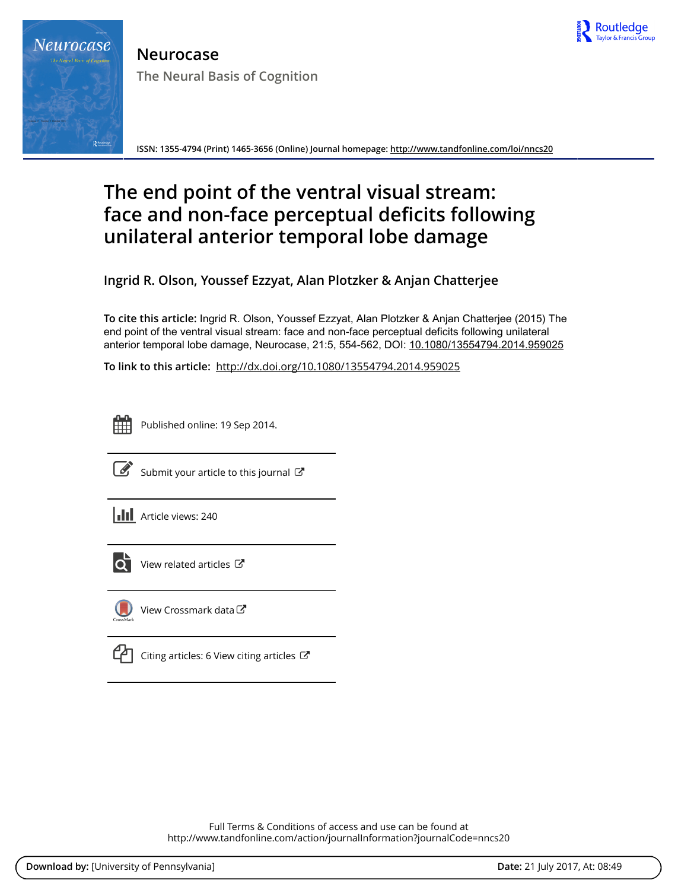Neurocase

The Neural Basis of Cognition

ISSN: 1355-4794 (Print) 1465-3656 (Online) Journal homepage: http://www.tandfonline.com/loi/nncs20

# The end point of the ventral visual stream: face and non-face perceptual deficits following unilateral anterior temporal lobe damage

**Ingrid R. Olson, Youssef Ezzyat, Alan Plotzker & Anjan Chatterjee**

**To cite this article:** Ingrid R. Olson, Youssef Ezzyat, Alan Plotzker & Anjan Chatterjee (2015) The end point of the ventral visual stream: face and non-face perceptual deficits following unilateral anterior temporal lobe damage, Neurocase, 21:5, 554-562, DOI: 10.1080/13554794.2014.959025

**To link to this article:** http://dx.doi.org/10.1080/13554794.2014.959025

Published online: 19 Sep 2014.

Submit your article to this journal

Article views: 240

View related articles

View Crossmark data

Citing articles: 6 View citing articles

Full Terms & Conditions of access and use can be found at
http://www.tandfonline.com/action/journalInformation?journalCode=nncs20

**Download by:** [University of Pennsylvania] **Date:** 21 July 2017, At: 08:49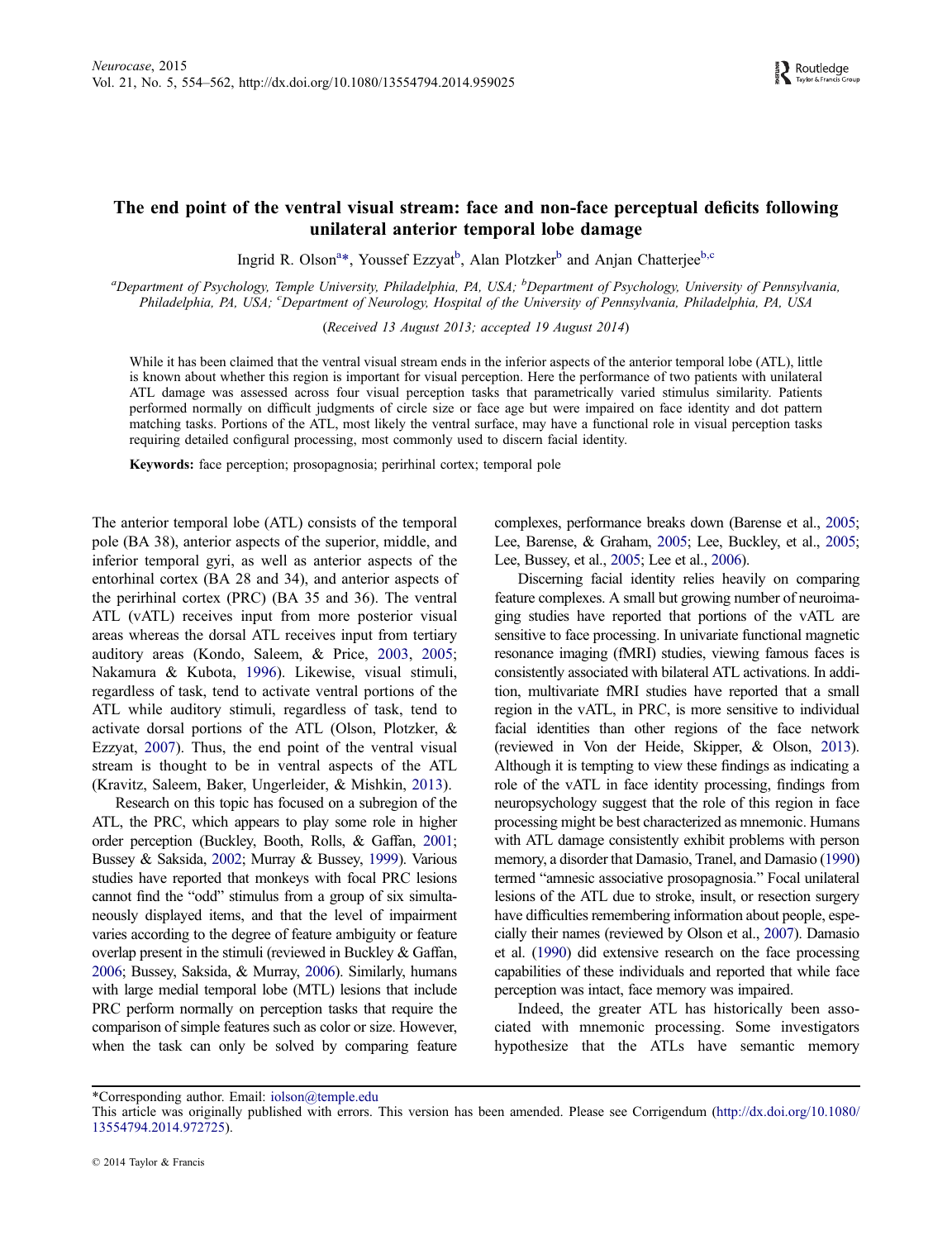# The end point of the ventral visual stream: face and non-face perceptual deficits following unilateral anterior temporal lobe damage

Ingrid R. Olson[a]*, Youssef Ezzyat[b], Alan Plotzker[b] and Anjan Chatterjee[b,c]

[a]Department of Psychology, Temple University, Philadelphia, PA, USA; [b]Department of Psychology, University of Pennsylvania, Philadelphia, PA, USA; [c]Department of Neurology, Hospital of the University of Pennsylvania, Philadelphia, PA, USA

(*Received 13 August 2013; accepted 19 August 2014*)

While it has been claimed that the ventral visual stream ends in the inferior aspects of the anterior temporal lobe (ATL), little is known about whether this region is important for visual perception. Here the performance of two patients with unilateral ATL damage was assessed across four visual perception tasks that parametrically varied stimulus similarity. Patients performed normally on difficult judgments of circle size or face age but were impaired on face identity and dot pattern matching tasks. Portions of the ATL, most likely the ventral surface, may have a functional role in visual perception tasks requiring detailed configural processing, most commonly used to discern facial identity.

**Keywords:** face perception; prosopagnosia; perirhinal cortex; temporal pole

The anterior temporal lobe (ATL) consists of the temporal pole (BA 38), anterior aspects of the superior, middle, and inferior temporal gyri, as well as anterior aspects of the entorhinal cortex (BA 28 and 34), and anterior aspects of the perirhinal cortex (PRC) (BA 35 and 36). The ventral ATL (vATL) receives input from more posterior visual areas whereas the dorsal ATL receives input from tertiary auditory areas (Kondo, Saleem, & Price, 2003, 2005; Nakamura & Kubota, 1996). Likewise, visual stimuli, regardless of task, tend to activate ventral portions of the ATL while auditory stimuli, regardless of task, tend to activate dorsal portions of the ATL (Olson, Plotzker, & Ezzyat, 2007). Thus, the end point of the ventral visual stream is thought to be in ventral aspects of the ATL (Kravitz, Saleem, Baker, Ungerleider, & Mishkin, 2013).

Research on this topic has focused on a subregion of the ATL, the PRC, which appears to play some role in higher order perception (Buckley, Booth, Rolls, & Gaffan, 2001; Bussey & Saksida, 2002; Murray & Bussey, 1999). Various studies have reported that monkeys with focal PRC lesions cannot find the "odd" stimulus from a group of six simultaneously displayed items, and that the level of impairment varies according to the degree of feature ambiguity or feature overlap present in the stimuli (reviewed in Buckley & Gaffan, 2006; Bussey, Saksida, & Murray, 2006). Similarly, humans with large medial temporal lobe (MTL) lesions that include PRC perform normally on perception tasks that require the comparison of simple features such as color or size. However, when the task can only be solved by comparing feature complexes, performance breaks down (Barense et al., 2005; Lee, Barense, & Graham, 2005; Lee, Buckley, et al., 2005; Lee, Bussey, et al., 2005; Lee et al., 2006).

Discerning facial identity relies heavily on comparing feature complexes. A small but growing number of neuroimaging studies have reported that portions of the vATL are sensitive to face processing. In univariate functional magnetic resonance imaging (fMRI) studies, viewing famous faces is consistently associated with bilateral ATL activations. In addition, multivariate fMRI studies have reported that a small region in the vATL, in PRC, is more sensitive to individual facial identities than other regions of the face network (reviewed in Von der Heide, Skipper, & Olson, 2013). Although it is tempting to view these findings as indicating a role of the vATL in face identity processing, findings from neuropsychology suggest that the role of this region in face processing might be best characterized as mnemonic. Humans with ATL damage consistently exhibit problems with person memory, a disorder that Damasio, Tranel, and Damasio (1990) termed "amnesic associative prosopagnosia." Focal unilateral lesions of the ATL due to stroke, insult, or resection surgery have difficulties remembering information about people, especially their names (reviewed by Olson et al., 2007). Damasio et al. (1990) did extensive research on the face processing capabilities of these individuals and reported that while face perception was intact, face memory was impaired.

Indeed, the greater ATL has historically been associated with mnemonic processing. Some investigators hypothesize that the ATLs have semantic memory

*Corresponding author. Email: iolson@temple.edu

This article was originally published with errors. This version has been amended. Please see Corrigendum (http://dx.doi.org/10.1080/13554794.2014.972725).

© 2014 Taylor & Francis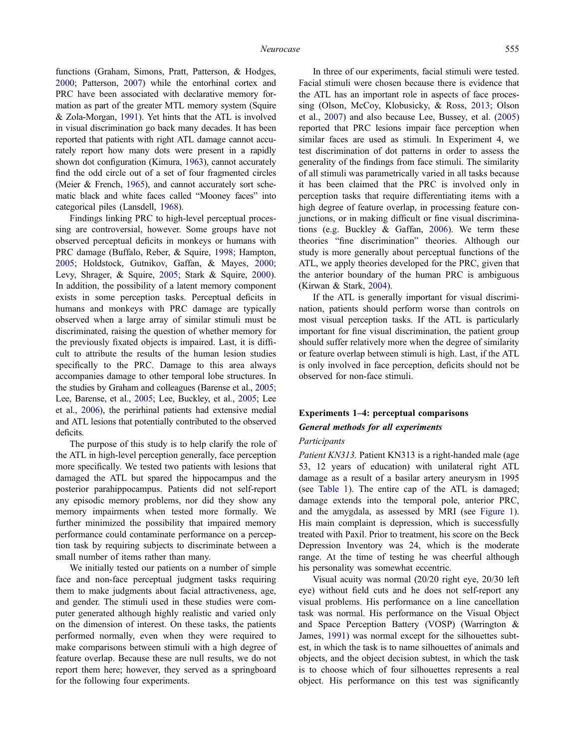functions (Graham, Simons, Pratt, Patterson, & Hodges, 2000; Patterson, 2007) while the entorhinal cortex and PRC have been associated with declarative memory formation as part of the greater MTL memory system (Squire & Zola-Morgan, 1991). Yet hints that the ATL is involved in visual discrimination go back many decades. It has been reported that patients with right ATL damage cannot accurately report how many dots were present in a rapidly shown dot configuration (Kimura, 1963), cannot accurately find the odd circle out of a set of four fragmented circles (Meier & French, 1965), and cannot accurately sort schematic black and white faces called "Mooney faces" into categorical piles (Lansdell, 1968).

Findings linking PRC to high-level perceptual processing are controversial, however. Some groups have not observed perceptual deficits in monkeys or humans with PRC damage (Buffalo, Reber, & Squire, 1998; Hampton, 2005; Holdstock, Gutnikov, Gaffan, & Mayes, 2000; Levy, Shrager, & Squire, 2005; Stark & Squire, 2000). In addition, the possibility of a latent memory component exists in some perception tasks. Perceptual deficits in humans and monkeys with PRC damage are typically observed when a large array of similar stimuli must be discriminated, raising the question of whether memory for the previously fixated objects is impaired. Last, it is difficult to attribute the results of the human lesion studies specifically to the PRC. Damage to this area always accompanies damage to other temporal lobe structures. In the studies by Graham and colleagues (Barense et al., 2005; Lee, Barense, et al., 2005; Lee, Buckley, et al., 2005; Lee et al., 2006), the perirhinal patients had extensive medial and ATL lesions that potentially contributed to the observed deficits.

The purpose of this study is to help clarify the role of the ATL in high-level perception generally, face perception more specifically. We tested two patients with lesions that damaged the ATL but spared the hippocampus and the posterior parahippocampus. Patients did not self-report any episodic memory problems, nor did they show any memory impairments when tested more formally. We further minimized the possibility that impaired memory performance could contaminate performance on a perception task by requiring subjects to discriminate between a small number of items rather than many.

We initially tested our patients on a number of simple face and non-face perceptual judgment tasks requiring them to make judgments about facial attractiveness, age, and gender. The stimuli used in these studies were computer generated although highly realistic and varied only on the dimension of interest. On these tasks, the patients performed normally, even when they were required to make comparisons between stimuli with a high degree of feature overlap. Because these are null results, we do not report them here; however, they served as a springboard for the following four experiments.

In three of our experiments, facial stimuli were tested. Facial stimuli were chosen because there is evidence that the ATL has an important role in aspects of face processing (Olson, McCoy, Klobusicky, & Ross, 2013; Olson et al., 2007) and also because Lee, Bussey, et al. (2005) reported that PRC lesions impair face perception when similar faces are used as stimuli. In Experiment 4, we test discrimination of dot patterns in order to assess the generality of the findings from face stimuli. The similarity of all stimuli was parametrically varied in all tasks because it has been claimed that the PRC is involved only in perception tasks that require differentiating items with a high degree of feature overlap, in processing feature conjunctions, or in making difficult or fine visual discriminations (e.g. Buckley & Gaffan, 2006). We term these theories "fine discrimination" theories. Although our study is more generally about perceptual functions of the ATL, we apply theories developed for the PRC, given that the anterior boundary of the human PRC is ambiguous (Kirwan & Stark, 2004).

If the ATL is generally important for visual discrimination, patients should perform worse than controls on most visual perception tasks. If the ATL is particularly important for fine visual discrimination, the patient group should suffer relatively more when the degree of similarity or feature overlap between stimuli is high. Last, if the ATL is only involved in face perception, deficits should not be observed for non-face stimuli.

## Experiments 1–4: perceptual comparisons

### General methods for all experiments

#### Participants

*Patient KN313.* Patient KN313 is a right-handed male (age 53, 12 years of education) with unilateral right ATL damage as a result of a basilar artery aneurysm in 1995 (see Table 1). The entire cap of the ATL is damaged; damage extends into the temporal pole, anterior PRC, and the amygdala, as assessed by MRI (see Figure 1). His main complaint is depression, which is successfully treated with Paxil. Prior to treatment, his score on the Beck Depression Inventory was 24, which is the moderate range. At the time of testing he was cheerful although his personality was somewhat eccentric.

Visual acuity was normal (20/20 right eye, 20/30 left eye) without field cuts and he does not self-report any visual problems. His performance on a line cancellation task was normal. His performance on the Visual Object and Space Perception Battery (VOSP) (Warrington & James, 1991) was normal except for the silhouettes subtest, in which the task is to name silhouettes of animals and objects, and the object decision subtest, in which the task is to choose which of four silhouettes represents a real object. His performance on this test was significantly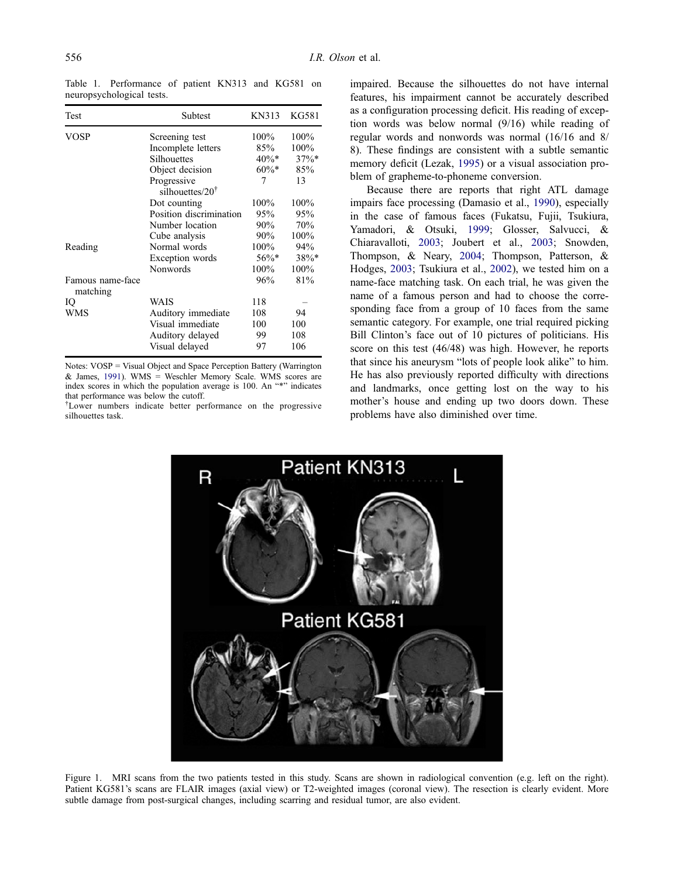Table 1. Performance of patient KN313 and KG581 on neuropsychological tests.

| Test | Subtest | KN313 | KG581 |
|---|---|---|---|
| VOSP | Screening test | 100% | 100% |
| | Incomplete letters | 85% | 100% |
| | Silhouettes | 40%* | 37%* |
| | Object decision | 60%* | 85% |
| | Progressive silhouettes/20† | 7 | 13 |
| | Dot counting | 100% | 100% |
| | Position discrimination | 95% | 95% |
| | Number location | 90% | 70% |
| | Cube analysis | 90% | 100% |
| Reading | Normal words | 100% | 94% |
| | Exception words | 56%* | 38%* |
| | Nonwords | 100% | 100% |
| Famous name-face matching | | 96% | 81% |
| IQ | WAIS | 118 | – |
| WMS | Auditory immediate | 108 | 94 |
| | Visual immediate | 100 | 100 |
| | Auditory delayed | 99 | 108 |
| | Visual delayed | 97 | 106 |

Notes: VOSP = Visual Object and Space Perception Battery (Warrington & James, 1991). WMS = Weschler Memory Scale. WMS scores are index scores in which the population average is 100. An "*" indicates that performance was below the cutoff.
†Lower numbers indicate better performance on the progressive silhouettes task.

impaired. Because the silhouettes do not have internal features, his impairment cannot be accurately described as a configuration processing deficit. His reading of exception words was below normal (9/16) while reading of regular words and nonwords was normal (16/16 and 8/8). These findings are consistent with a subtle semantic memory deficit (Lezak, 1995) or a visual association problem of grapheme-to-phoneme conversion.

Because there are reports that right ATL damage impairs face processing (Damasio et al., 1990), especially in the case of famous faces (Fukatsu, Fujii, Tsukiura, Yamadori, & Otsuki, 1999; Glosser, Salvucci, & Chiaravalloti, 2003; Joubert et al., 2003; Snowden, Thompson, & Neary, 2004; Thompson, Patterson, & Hodges, 2003; Tsukiura et al., 2002), we tested him on a name-face matching task. On each trial, he was given the name of a famous person and had to choose the corresponding face from a group of 10 faces from the same semantic category. For example, one trial required picking Bill Clinton's face out of 10 pictures of politicians. His score on this test (46/48) was high. However, he reports that since his aneurysm "lots of people look alike" to him. He has also previously reported difficulty with directions and landmarks, once getting lost on the way to his mother's house and ending up two doors down. These problems have also diminished over time.

Figure 1. MRI scans from the two patients tested in this study. Scans are shown in radiological convention (e.g. left on the right). Patient KG581's scans are FLAIR images (axial view) or T2-weighted images (coronal view). The resection is clearly evident. More subtle damage from post-surgical changes, including scarring and residual tumor, are also evident.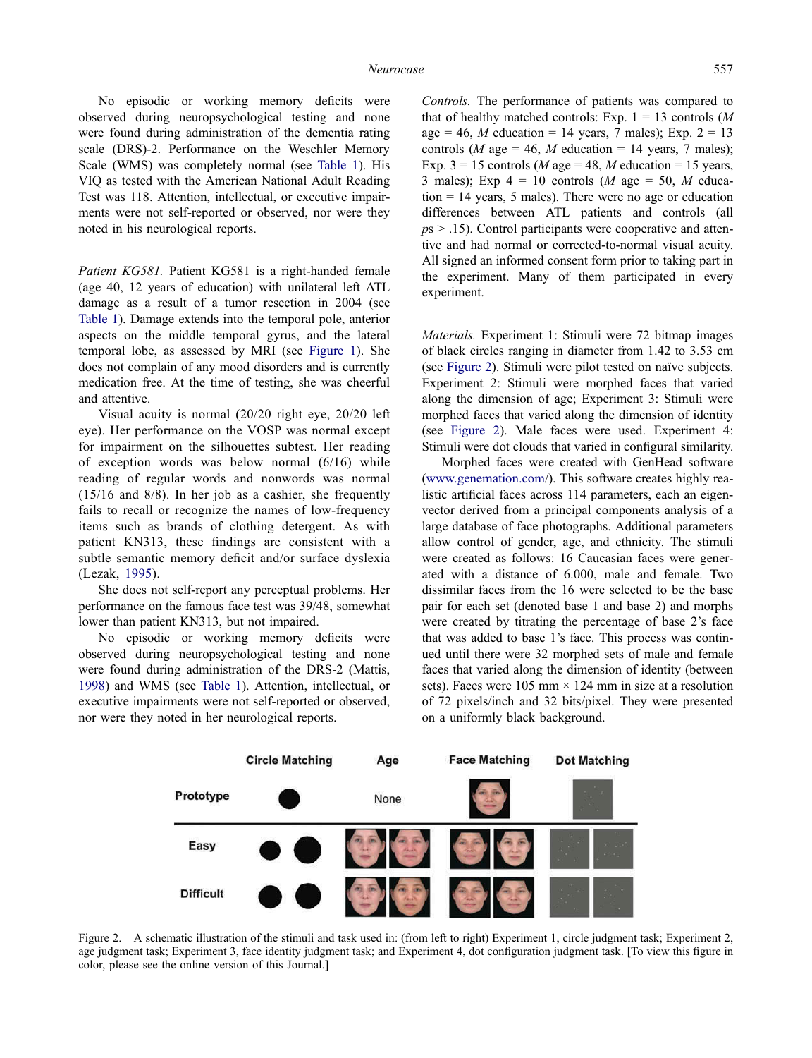No episodic or working memory deficits were observed during neuropsychological testing and none were found during administration of the dementia rating scale (DRS)-2. Performance on the Weschler Memory Scale (WMS) was completely normal (see Table 1). His VIQ as tested with the American National Adult Reading Test was 118. Attention, intellectual, or executive impairments were not self-reported or observed, nor were they noted in his neurological reports.

*Patient KG581.* Patient KG581 is a right-handed female (age 40, 12 years of education) with unilateral left ATL damage as a result of a tumor resection in 2004 (see Table 1). Damage extends into the temporal pole, anterior aspects on the middle temporal gyrus, and the lateral temporal lobe, as assessed by MRI (see Figure 1). She does not complain of any mood disorders and is currently medication free. At the time of testing, she was cheerful and attentive.

Visual acuity is normal (20/20 right eye, 20/20 left eye). Her performance on the VOSP was normal except for impairment on the silhouettes subtest. Her reading of exception words was below normal (6/16) while reading of regular words and nonwords was normal (15/16 and 8/8). In her job as a cashier, she frequently fails to recall or recognize the names of low-frequency items such as brands of clothing detergent. As with patient KN313, these findings are consistent with a subtle semantic memory deficit and/or surface dyslexia (Lezak, 1995).

She does not self-report any perceptual problems. Her performance on the famous face test was 39/48, somewhat lower than patient KN313, but not impaired.

No episodic or working memory deficits were observed during neuropsychological testing and none were found during administration of the DRS-2 (Mattis, 1998) and WMS (see Table 1). Attention, intellectual, or executive impairments were not self-reported or observed, nor were they noted in her neurological reports.

*Controls.* The performance of patients was compared to that of healthy matched controls: Exp. 1 = 13 controls (*M* age = 46, *M* education = 14 years, 7 males); Exp. 2 = 13 controls (*M* age = 46, *M* education = 14 years, 7 males); Exp. 3 = 15 controls (*M* age = 48, *M* education = 15 years, 3 males); Exp 4 = 10 controls (*M* age = 50, *M* education = 14 years, 5 males). There were no age or education differences between ATL patients and controls (all $ps > .15$). Control participants were cooperative and attentive and had normal or corrected-to-normal visual acuity. All signed an informed consent form prior to taking part in the experiment. Many of them participated in every experiment.

*Materials.* Experiment 1: Stimuli were 72 bitmap images of black circles ranging in diameter from 1.42 to 3.53 cm (see Figure 2). Stimuli were pilot tested on naïve subjects. Experiment 2: Stimuli were morphed faces that varied along the dimension of age; Experiment 3: Stimuli were morphed faces that varied along the dimension of identity (see Figure 2). Male faces were used. Experiment 4: Stimuli were dot clouds that varied in configural similarity.

Morphed faces were created with GenHead software (www.genemation.com/). This software creates highly realistic artificial faces across 114 parameters, each an eigenvector derived from a principal components analysis of a large database of face photographs. Additional parameters allow control of gender, age, and ethnicity. The stimuli were created as follows: 16 Caucasian faces were generated with a distance of 6.000, male and female. Two dissimilar faces from the 16 were selected to be the base pair for each set (denoted base 1 and base 2) and morphs were created by titrating the percentage of base 2's face that was added to base 1's face. This process was continued until there were 32 morphed sets of male and female faces that varied along the dimension of identity (between sets). Faces were 105 mm × 124 mm in size at a resolution of 72 pixels/inch and 32 bits/pixel. They were presented on a uniformly black background.

Figure 2. A schematic illustration of the stimuli and task used in: (from left to right) Experiment 1, circle judgment task; Experiment 2, age judgment task; Experiment 3, face identity judgment task; and Experiment 4, dot configuration judgment task. [To view this figure in color, please see the online version of this Journal.]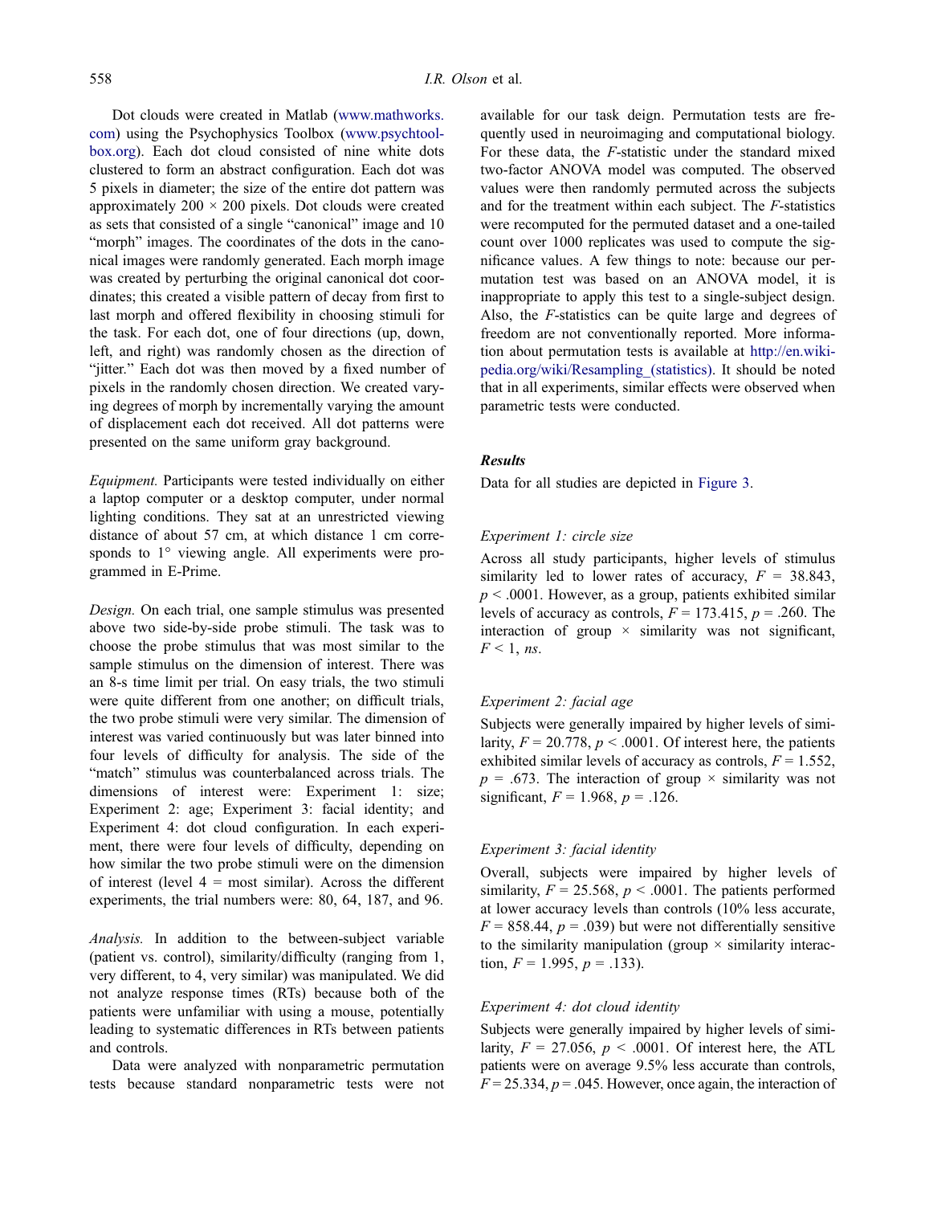Dot clouds were created in Matlab (www.mathworks.com) using the Psychophysics Toolbox (www.psychtoolbox.org). Each dot cloud consisted of nine white dots clustered to form an abstract configuration. Each dot was 5 pixels in diameter; the size of the entire dot pattern was approximately $200 \times 200$ pixels. Dot clouds were created as sets that consisted of a single "canonical" image and 10 "morph" images. The coordinates of the dots in the canonical images were randomly generated. Each morph image was created by perturbing the original canonical dot coordinates; this created a visible pattern of decay from first to last morph and offered flexibility in choosing stimuli for the task. For each dot, one of four directions (up, down, left, and right) was randomly chosen as the direction of "jitter." Each dot was then moved by a fixed number of pixels in the randomly chosen direction. We created varying degrees of morph by incrementally varying the amount of displacement each dot received. All dot patterns were presented on the same uniform gray background.

*Equipment.* Participants were tested individually on either a laptop computer or a desktop computer, under normal lighting conditions. They sat at an unrestricted viewing distance of about 57 cm, at which distance 1 cm corresponds to 1° viewing angle. All experiments were programmed in E-Prime.

*Design.* On each trial, one sample stimulus was presented above two side-by-side probe stimuli. The task was to choose the probe stimulus that was most similar to the sample stimulus on the dimension of interest. There was an 8-s time limit per trial. On easy trials, the two stimuli were quite different from one another; on difficult trials, the two probe stimuli were very similar. The dimension of interest was varied continuously but was later binned into four levels of difficulty for analysis. The side of the "match" stimulus was counterbalanced across trials. The dimensions of interest were: Experiment 1: size; Experiment 2: age; Experiment 3: facial identity; and Experiment 4: dot cloud configuration. In each experiment, there were four levels of difficulty, depending on how similar the two probe stimuli were on the dimension of interest (level 4 = most similar). Across the different experiments, the trial numbers were: 80, 64, 187, and 96.

*Analysis.* In addition to the between-subject variable (patient vs. control), similarity/difficulty (ranging from 1, very different, to 4, very similar) was manipulated. We did not analyze response times (RTs) because both of the patients were unfamiliar with using a mouse, potentially leading to systematic differences in RTs between patients and controls.

Data were analyzed with nonparametric permutation tests because standard nonparametric tests were not available for our task deign. Permutation tests are frequently used in neuroimaging and computational biology. For these data, the $F$-statistic under the standard mixed two-factor ANOVA model was computed. The observed values were then randomly permuted across the subjects and for the treatment within each subject. The $F$-statistics were recomputed for the permuted dataset and a one-tailed count over 1000 replicates was used to compute the significance values. A few things to note: because our permutation test was based on an ANOVA model, it is inappropriate to apply this test to a single-subject design. Also, the $F$-statistics can be quite large and degrees of freedom are not conventionally reported. More information about permutation tests is available at http://en.wikipedia.org/wiki/Resampling_(statistics). It should be noted that in all experiments, similar effects were observed when parametric tests were conducted.

### Results

Data for all studies are depicted in Figure 3.

#### *Experiment 1: circle size*

Across all study participants, higher levels of stimulus similarity led to lower rates of accuracy, $F = 38.843$, $p < .0001$. However, as a group, patients exhibited similar levels of accuracy as controls, $F = 173.415$, $p = .260$. The interaction of group × similarity was not significant, $F < 1$, *ns*.

#### *Experiment 2: facial age*

Subjects were generally impaired by higher levels of similarity, $F = 20.778$, $p < .0001$. Of interest here, the patients exhibited similar levels of accuracy as controls, $F = 1.552$, $p = .673$. The interaction of group × similarity was not significant, $F = 1.968$, $p = .126$.

#### *Experiment 3: facial identity*

Overall, subjects were impaired by higher levels of similarity, $F = 25.568$, $p < .0001$. The patients performed at lower accuracy levels than controls (10% less accurate, $F = 858.44$, $p = .039$) but were not differentially sensitive to the similarity manipulation (group × similarity interaction, $F = 1.995$, $p = .133$).

#### *Experiment 4: dot cloud identity*

Subjects were generally impaired by higher levels of similarity, $F = 27.056$, $p < .0001$. Of interest here, the ATL patients were on average 9.5% less accurate than controls, $F = 25.334$, $p = .045$. However, once again, the interaction of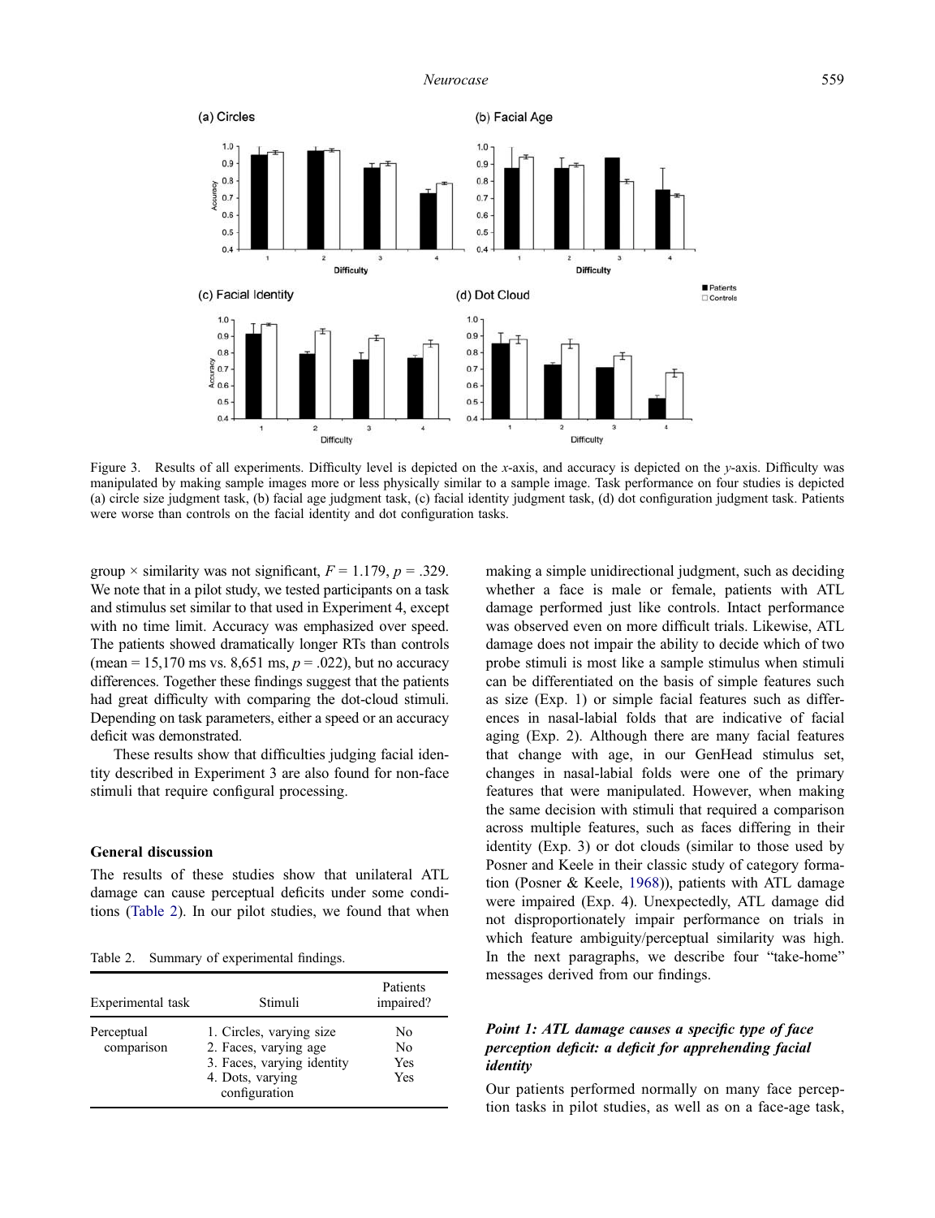Figure 3. Results of all experiments. Difficulty level is depicted on the x-axis, and accuracy is depicted on the y-axis. Difficulty was manipulated by making sample images more or less physically similar to a sample image. Task performance on four studies is depicted (a) circle size judgment task, (b) facial age judgment task, (c) facial identity judgment task, (d) dot configuration judgment task. Patients were worse than controls on the facial identity and dot configuration tasks.

group × similarity was not significant, $F = 1.179$, $p = .329$. We note that in a pilot study, we tested participants on a task and stimulus set similar to that used in Experiment 4, except with no time limit. Accuracy was emphasized over speed. The patients showed dramatically longer RTs than controls (mean = 15,170 ms vs. 8,651 ms, $p = .022$), but no accuracy differences. Together these findings suggest that the patients had great difficulty with comparing the dot-cloud stimuli. Depending on task parameters, either a speed or an accuracy deficit was demonstrated.

These results show that difficulties judging facial identity described in Experiment 3 are also found for non-face stimuli that require configural processing.

## General discussion

The results of these studies show that unilateral ATL damage can cause perceptual deficits under some conditions (Table 2). In our pilot studies, we found that when making a simple unidirectional judgment, such as deciding whether a face is male or female, patients with ATL damage performed just like controls. Intact performance was observed even on more difficult trials. Likewise, ATL damage does not impair the ability to decide which of two probe stimuli is most like a sample stimulus when stimuli can be differentiated on the basis of simple features such as size (Exp. 1) or simple facial features such as differences in nasal-labial folds that are indicative of facial aging (Exp. 2). Although there are many facial features that change with age, in our GenHead stimulus set, changes in nasal-labial folds were one of the primary features that were manipulated. However, when making the same decision with stimuli that required a comparison across multiple features, such as faces differing in their identity (Exp. 3) or dot clouds (similar to those used by Posner and Keele in their classic study of category formation (Posner & Keele, 1968)), patients with ATL damage were impaired (Exp. 4). Unexpectedly, ATL damage did not disproportionately impair performance on trials in which feature ambiguity/perceptual similarity was high. In the next paragraphs, we describe four "take-home" messages derived from our findings.

Table 2. Summary of experimental findings.

| Experimental task | Stimuli | Patients impaired? |
|---|---|---|
| Perceptual comparison | 1. Circles, varying size | No |
| | 2. Faces, varying age | No |
| | 3. Faces, varying identity | Yes |
| | 4. Dots, varying configuration | Yes |

### *Point 1: ATL damage causes a specific type of face perception deficit: a deficit for apprehending facial identity*

Our patients performed normally on many face perception tasks in pilot studies, as well as on a face-age task,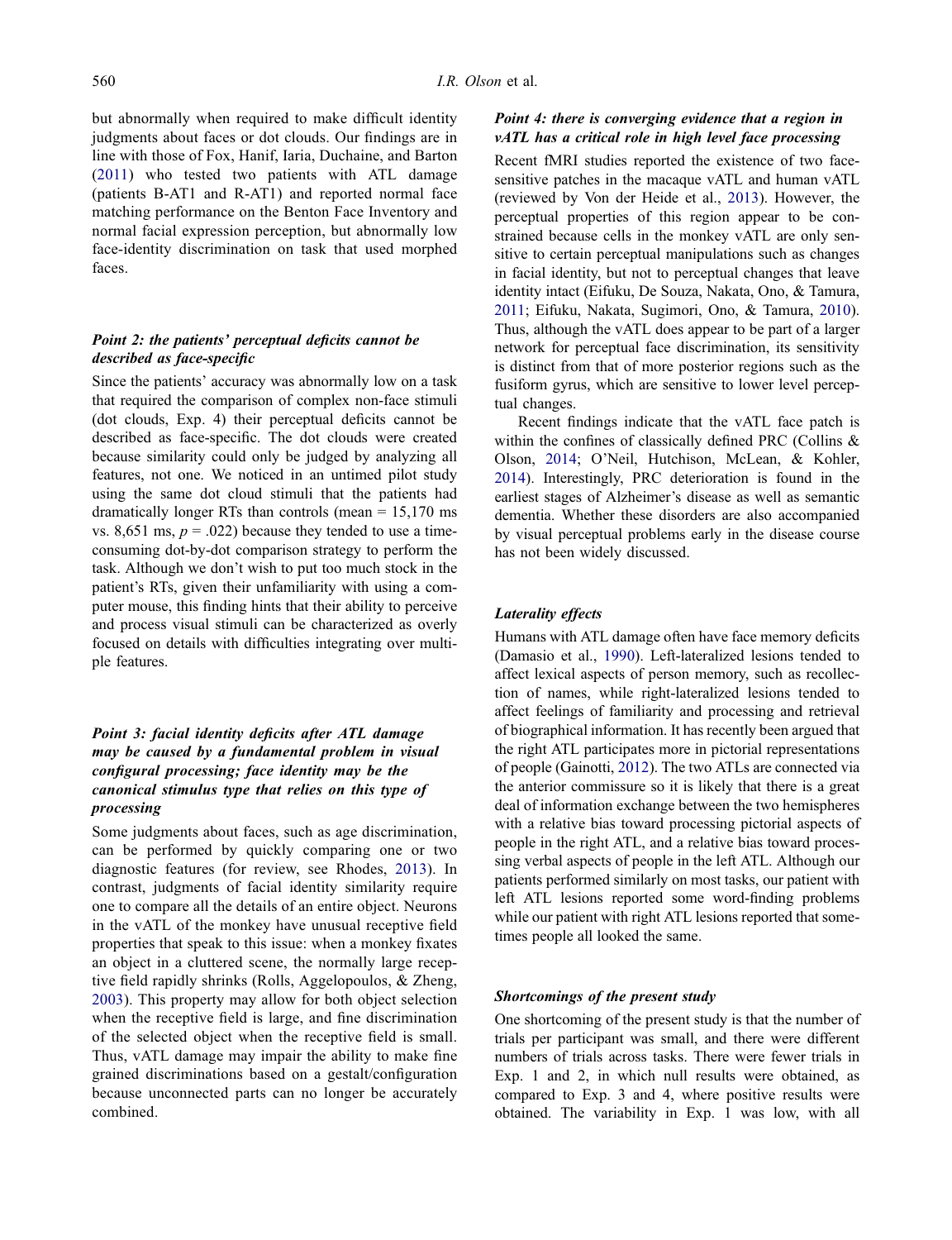but abnormally when required to make difficult identity judgments about faces or dot clouds. Our findings are in line with those of Fox, Hanif, Iaria, Duchaine, and Barton (2011) who tested two patients with ATL damage (patients B-AT1 and R-AT1) and reported normal face matching performance on the Benton Face Inventory and normal facial expression perception, but abnormally low face-identity discrimination on task that used morphed faces.

### *Point 2: the patients' perceptual deficits cannot be described as face-specific*

Since the patients' accuracy was abnormally low on a task that required the comparison of complex non-face stimuli (dot clouds, Exp. 4) their perceptual deficits cannot be described as face-specific. The dot clouds were created because similarity could only be judged by analyzing all features, not one. We noticed in an untimed pilot study using the same dot cloud stimuli that the patients had dramatically longer RTs than controls (mean = 15,170 ms vs. 8,651 ms, $p = .022$) because they tended to use a time-consuming dot-by-dot comparison strategy to perform the task. Although we don't wish to put too much stock in the patient's RTs, given their unfamiliarity with using a computer mouse, this finding hints that their ability to perceive and process visual stimuli can be characterized as overly focused on details with difficulties integrating over multiple features.

### *Point 3: facial identity deficits after ATL damage may be caused by a fundamental problem in visual configural processing; face identity may be the canonical stimulus type that relies on this type of processing*

Some judgments about faces, such as age discrimination, can be performed by quickly comparing one or two diagnostic features (for review, see Rhodes, 2013). In contrast, judgments of facial identity similarity require one to compare all the details of an entire object. Neurons in the vATL of the monkey have unusual receptive field properties that speak to this issue: when a monkey fixates an object in a cluttered scene, the normally large receptive field rapidly shrinks (Rolls, Aggelopoulos, & Zheng, 2003). This property may allow for both object selection when the receptive field is large, and fine discrimination of the selected object when the receptive field is small. Thus, vATL damage may impair the ability to make fine grained discriminations based on a gestalt/configuration because unconnected parts can no longer be accurately combined.

### *Point 4: there is converging evidence that a region in vATL has a critical role in high level face processing*

Recent fMRI studies reported the existence of two face-sensitive patches in the macaque vATL and human vATL (reviewed by Von der Heide et al., 2013). However, the perceptual properties of this region appear to be constrained because cells in the monkey vATL are only sensitive to certain perceptual manipulations such as changes in facial identity, but not to perceptual changes that leave identity intact (Eifuku, De Souza, Nakata, Ono, & Tamura, 2011; Eifuku, Nakata, Sugimori, Ono, & Tamura, 2010). Thus, although the vATL does appear to be part of a larger network for perceptual face discrimination, its sensitivity is distinct from that of more posterior regions such as the fusiform gyrus, which are sensitive to lower level perceptual changes.

Recent findings indicate that the vATL face patch is within the confines of classically defined PRC (Collins & Olson, 2014; O'Neil, Hutchison, McLean, & Kohler, 2014). Interestingly, PRC deterioration is found in the earliest stages of Alzheimer's disease as well as semantic dementia. Whether these disorders are also accompanied by visual perceptual problems early in the disease course has not been widely discussed.

### *Laterality effects*

Humans with ATL damage often have face memory deficits (Damasio et al., 1990). Left-lateralized lesions tended to affect lexical aspects of person memory, such as recollection of names, while right-lateralized lesions tended to affect feelings of familiarity and processing and retrieval of biographical information. It has recently been argued that the right ATL participates more in pictorial representations of people (Gainotti, 2012). The two ATLs are connected via the anterior commissure so it is likely that there is a great deal of information exchange between the two hemispheres with a relative bias toward processing pictorial aspects of people in the right ATL, and a relative bias toward processing verbal aspects of people in the left ATL. Although our patients performed similarly on most tasks, our patient with left ATL lesions reported some word-finding problems while our patient with right ATL lesions reported that sometimes people all looked the same.

### *Shortcomings of the present study*

One shortcoming of the present study is that the number of trials per participant was small, and there were different numbers of trials across tasks. There were fewer trials in Exp. 1 and 2, in which null results were obtained, as compared to Exp. 3 and 4, where positive results were obtained. The variability in Exp. 1 was low, with all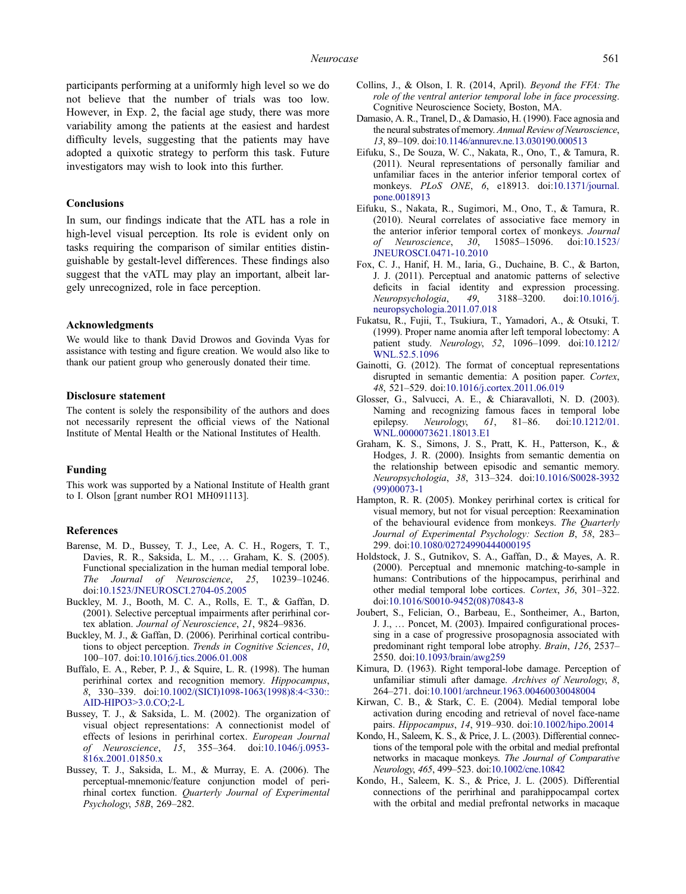participants performing at a uniformly high level so we do not believe that the number of trials was too low. However, in Exp. 2, the facial age study, there was more variability among the patients at the easiest and hardest difficulty levels, suggesting that the patients may have adopted a quixotic strategy to perform this task. Future investigators may wish to look into this further.

## Conclusions

In sum, our findings indicate that the ATL has a role in high-level visual perception. Its role is evident only on tasks requiring the comparison of similar entities distinguishable by gestalt-level differences. These findings also suggest that the vATL may play an important, albeit largely unrecognized, role in face perception.

## Acknowledgments

We would like to thank David Drowos and Govinda Vyas for assistance with testing and figure creation. We would also like to thank our patient group who generously donated their time.

## Disclosure statement

The content is solely the responsibility of the authors and does not necessarily represent the official views of the National Institute of Mental Health or the National Institutes of Health.

## Funding

This work was supported by a National Institute of Health grant to I. Olson [grant number RO1 MH091113].

## References

Barense, M. D., Bussey, T. J., Lee, A. C. H., Rogers, T. T., Davies, R. R., Saksida, L. M., … Graham, K. S. (2005). Functional specialization in the human medial temporal lobe. *The Journal of Neuroscience*, *25*, 10239–10246. doi:10.1523/JNEUROSCI.2704-05.2005

Buckley, M. J., Booth, M. C. A., Rolls, E. T., & Gaffan, D. (2001). Selective perceptual impairments after perirhinal cortex ablation. *Journal of Neuroscience*, *21*, 9824–9836.

Buckley, M. J., & Gaffan, D. (2006). Perirhinal cortical contributions to object perception. *Trends in Cognitive Sciences*, *10*, 100–107. doi:10.1016/j.tics.2006.01.008

Buffalo, E. A., Reber, P. J., & Squire, L. R. (1998). The human perirhinal cortex and recognition memory. *Hippocampus*, *8*, 330–339. doi:10.1002/(SICI)1098-1063(1998)8:4<330::AID-HIPO3>3.0.CO;2-L

Bussey, T. J., & Saksida, L. M. (2002). The organization of visual object representations: A connectionist model of effects of lesions in perirhinal cortex. *European Journal of Neuroscience*, *15*, 355–364. doi:10.1046/j.0953-816x.2001.01850.x

Bussey, T. J., Saksida, L. M., & Murray, E. A. (2006). The perceptual-mnemonic/feature conjunction model of perirhinal cortex function. *Quarterly Journal of Experimental Psychology*, *58B*, 269–282.

Collins, J., & Olson, I. R. (2014, April). *Beyond the FFA: The role of the ventral anterior temporal lobe in face processing*. Cognitive Neuroscience Society, Boston, MA.

Damasio, A. R., Tranel, D., & Damasio, H. (1990). Face agnosia and the neural substrates of memory. *Annual Review of Neuroscience*, *13*, 89–109. doi:10.1146/annurev.ne.13.030190.000513

Eifuku, S., De Souza, W. C., Nakata, R., Ono, T., & Tamura, R. (2011). Neural representations of personally familiar and unfamiliar faces in the anterior inferior temporal cortex of monkeys. *PLoS ONE*, *6*, e18913. doi:10.1371/journal.pone.0018913

Eifuku, S., Nakata, R., Sugimori, M., Ono, T., & Tamura, R. (2010). Neural correlates of associative face memory in the anterior inferior temporal cortex of monkeys. *Journal of Neuroscience*, *30*, 15085–15096. doi:10.1523/JNEUROSCI.0471-10.2010

Fox, C. J., Hanif, H. M., Iaria, G., Duchaine, B. C., & Barton, J. J. (2011). Perceptual and anatomic patterns of selective deficits in facial identity and expression processing. *Neuropsychologia*, *49*, 3188–3200. doi:10.1016/j.neuropsychologia.2011.07.018

Fukatsu, R., Fujii, T., Tsukiura, T., Yamadori, A., & Otsuki, T. (1999). Proper name anomia after left temporal lobectomy: A patient study. *Neurology*, *52*, 1096–1099. doi:10.1212/WNL.52.5.1096

Gainotti, G. (2012). The format of conceptual representations disrupted in semantic dementia: A position paper. *Cortex*, *48*, 521–529. doi:10.1016/j.cortex.2011.06.019

Glosser, G., Salvucci, A. E., & Chiaravalloti, N. D. (2003). Naming and recognizing famous faces in temporal lobe epilepsy. *Neurology*, *61*, 81–86. doi:10.1212/01.WNL.0000073621.18013.E1

Graham, K. S., Simons, J. S., Pratt, K. H., Patterson, K., & Hodges, J. R. (2000). Insights from semantic dementia on the relationship between episodic and semantic memory. *Neuropsychologia*, *38*, 313–324. doi:10.1016/S0028-3932(99)00073-1

Hampton, R. R. (2005). Monkey perirhinal cortex is critical for visual memory, but not for visual perception: Reexamination of the behavioural evidence from monkeys. *The Quarterly Journal of Experimental Psychology: Section B*, *58*, 283–299. doi:10.1080/02724990444000195

Holdstock, J. S., Gutnikov, S. A., Gaffan, D., & Mayes, A. R. (2000). Perceptual and mnemonic matching-to-sample in humans: Contributions of the hippocampus, perirhinal and other medial temporal lobe cortices. *Cortex*, *36*, 301–322. doi:10.1016/S0010-9452(08)70843-8

Joubert, S., Felician, O., Barbeau, E., Sontheimer, A., Barton, J. J., … Poncet, M. (2003). Impaired configurational processing in a case of progressive prosopagnosia associated with predominant right temporal lobe atrophy. *Brain*, *126*, 2537–2550. doi:10.1093/brain/awg259

Kimura, D. (1963). Right temporal-lobe damage. Perception of unfamiliar stimuli after damage. *Archives of Neurology*, *8*, 264–271. doi:10.1001/archneur.1963.00460030048004

Kirwan, C. B., & Stark, C. E. (2004). Medial temporal lobe activation during encoding and retrieval of novel face-name pairs. *Hippocampus*, *14*, 919–930. doi:10.1002/hipo.20014

Kondo, H., Saleem, K. S., & Price, J. L. (2003). Differential connections of the temporal pole with the orbital and medial prefrontal networks in macaque monkeys. *The Journal of Comparative Neurology*, *465*, 499–523. doi:10.1002/cne.10842

Kondo, H., Saleem, K. S., & Price, J. L. (2005). Differential connections of the perirhinal and parahippocampal cortex with the orbital and medial prefrontal networks in macaque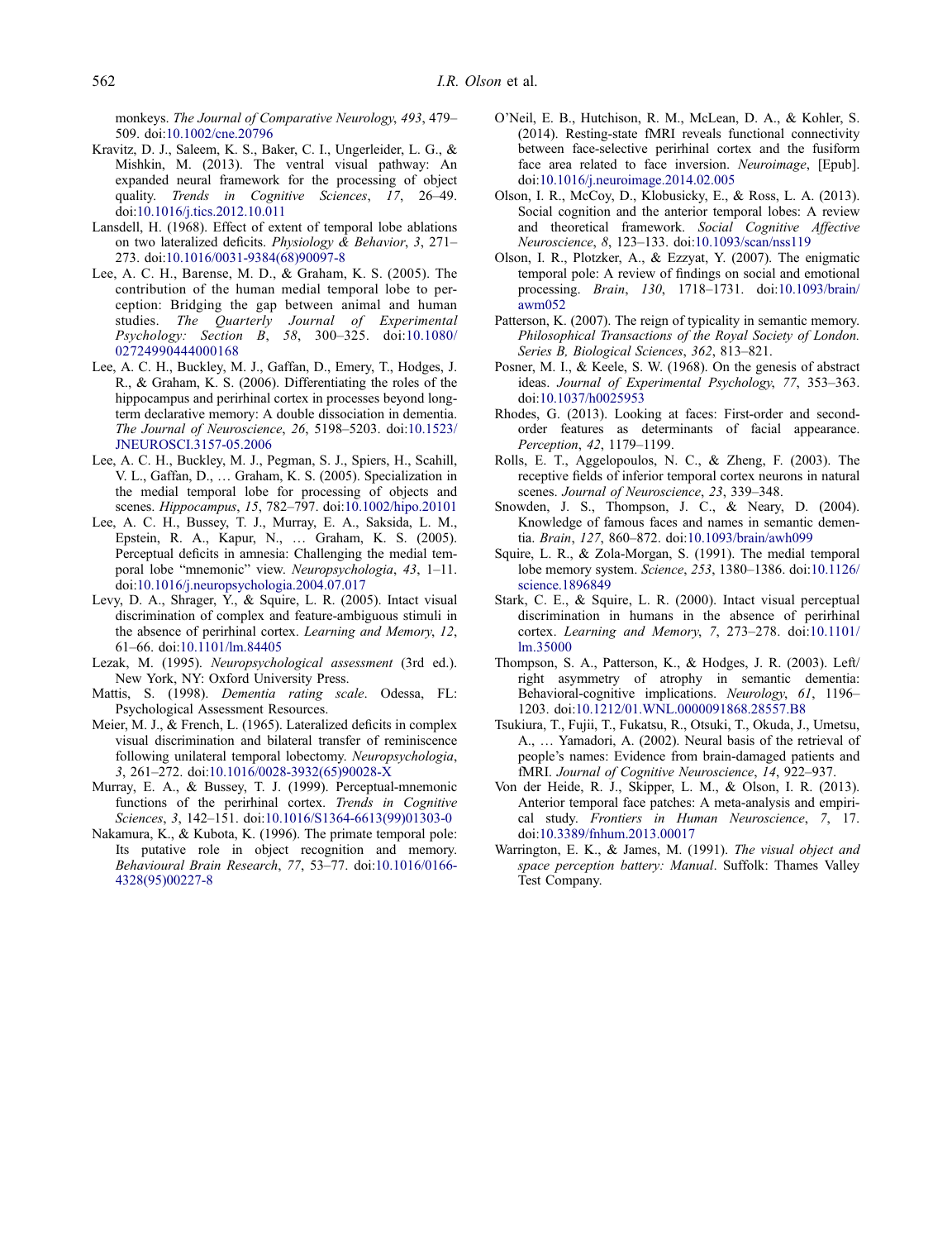monkeys. *The Journal of Comparative Neurology*, *493*, 479–509. doi:10.1002/cne.20796

Kravitz, D. J., Saleem, K. S., Baker, C. I., Ungerleider, L. G., & Mishkin, M. (2013). The ventral visual pathway: An expanded neural framework for the processing of object quality. *Trends in Cognitive Sciences*, *17*, 26–49. doi:10.1016/j.tics.2012.10.011

Lansdell, H. (1968). Effect of extent of temporal lobe ablations on two lateralized deficits. *Physiology & Behavior*, *3*, 271–273. doi:10.1016/0031-9384(68)90097-8

Lee, A. C. H., Barense, M. D., & Graham, K. S. (2005). The contribution of the human medial temporal lobe to perception: Bridging the gap between animal and human studies. *The Quarterly Journal of Experimental Psychology: Section B*, *58*, 300–325. doi:10.1080/02724990444000168

Lee, A. C. H., Buckley, M. J., Gaffan, D., Emery, T., Hodges, J. R., & Graham, K. S. (2006). Differentiating the roles of the hippocampus and perirhinal cortex in processes beyond long-term declarative memory: A double dissociation in dementia. *The Journal of Neuroscience*, *26*, 5198–5203. doi:10.1523/JNEUROSCI.3157-05.2006

Lee, A. C. H., Buckley, M. J., Pegman, S. J., Spiers, H., Scahill, V. L., Gaffan, D., … Graham, K. S. (2005). Specialization in the medial temporal lobe for processing of objects and scenes. *Hippocampus*, *15*, 782–797. doi:10.1002/hipo.20101

Lee, A. C. H., Bussey, T. J., Murray, E. A., Saksida, L. M., Epstein, R. A., Kapur, N., … Graham, K. S. (2005). Perceptual deficits in amnesia: Challenging the medial temporal lobe "mnemonic" view. *Neuropsychologia*, *43*, 1–11. doi:10.1016/j.neuropsychologia.2004.07.017

Levy, D. A., Shrager, Y., & Squire, L. R. (2005). Intact visual discrimination of complex and feature-ambiguous stimuli in the absence of perirhinal cortex. *Learning and Memory*, *12*, 61–66. doi:10.1101/lm.84405

Lezak, M. (1995). *Neuropsychological assessment* (3rd ed.). New York, NY: Oxford University Press.

Mattis, S. (1998). *Dementia rating scale*. Odessa, FL: Psychological Assessment Resources.

Meier, M. J., & French, L. (1965). Lateralized deficits in complex visual discrimination and bilateral transfer of reminiscence following unilateral temporal lobectomy. *Neuropsychologia*, *3*, 261–272. doi:10.1016/0028-3932(65)90028-X

Murray, E. A., & Bussey, T. J. (1999). Perceptual-mnemonic functions of the perirhinal cortex. *Trends in Cognitive Sciences*, *3*, 142–151. doi:10.1016/S1364-6613(99)01303-0

Nakamura, K., & Kubota, K. (1996). The primate temporal pole: Its putative role in object recognition and memory. *Behavioural Brain Research*, *77*, 53–77. doi:10.1016/0166-4328(95)00227-8

O'Neil, E. B., Hutchison, R. M., McLean, D. A., & Kohler, S. (2014). Resting-state fMRI reveals functional connectivity between face-selective perirhinal cortex and the fusiform face area related to face inversion. *Neuroimage*, [Epub]. doi:10.1016/j.neuroimage.2014.02.005

Olson, I. R., McCoy, D., Klobusicky, E., & Ross, L. A. (2013). Social cognition and the anterior temporal lobes: A review and theoretical framework. *Social Cognitive Affective Neuroscience*, *8*, 123–133. doi:10.1093/scan/nss119

Olson, I. R., Plotzker, A., & Ezzyat, Y. (2007). The enigmatic temporal pole: A review of findings on social and emotional processing. *Brain*, *130*, 1718–1731. doi:10.1093/brain/awm052

Patterson, K. (2007). The reign of typicality in semantic memory. *Philosophical Transactions of the Royal Society of London. Series B, Biological Sciences*, *362*, 813–821.

Posner, M. I., & Keele, S. W. (1968). On the genesis of abstract ideas. *Journal of Experimental Psychology*, *77*, 353–363. doi:10.1037/h0025953

Rhodes, G. (2013). Looking at faces: First-order and second-order features as determinants of facial appearance. *Perception*, *42*, 1179–1199.

Rolls, E. T., Aggelopoulos, N. C., & Zheng, F. (2003). The receptive fields of inferior temporal cortex neurons in natural scenes. *Journal of Neuroscience*, *23*, 339–348.

Snowden, J. S., Thompson, J. C., & Neary, D. (2004). Knowledge of famous faces and names in semantic dementia. *Brain*, *127*, 860–872. doi:10.1093/brain/awh099

Squire, L. R., & Zola-Morgan, S. (1991). The medial temporal lobe memory system. *Science*, *253*, 1380–1386. doi:10.1126/science.1896849

Stark, C. E., & Squire, L. R. (2000). Intact visual perceptual discrimination in humans in the absence of perirhinal cortex. *Learning and Memory*, *7*, 273–278. doi:10.1101/lm.35000

Thompson, S. A., Patterson, K., & Hodges, J. R. (2003). Left/right asymmetry of atrophy in semantic dementia: Behavioral-cognitive implications. *Neurology*, *61*, 1196–1203. doi:10.1212/01.WNL.0000091868.28557.B8

Tsukiura, T., Fujii, T., Fukatsu, R., Otsuki, T., Okuda, J., Umetsu, A., … Yamadori, A. (2002). Neural basis of the retrieval of people's names: Evidence from brain-damaged patients and fMRI. *Journal of Cognitive Neuroscience*, *14*, 922–937.

Von der Heide, R. J., Skipper, L. M., & Olson, I. R. (2013). Anterior temporal face patches: A meta-analysis and empirical study. *Frontiers in Human Neuroscience*, *7*, 17. doi:10.3389/fnhum.2013.00017

Warrington, E. K., & James, M. (1991). *The visual object and space perception battery: Manual*. Suffolk: Thames Valley Test Company.